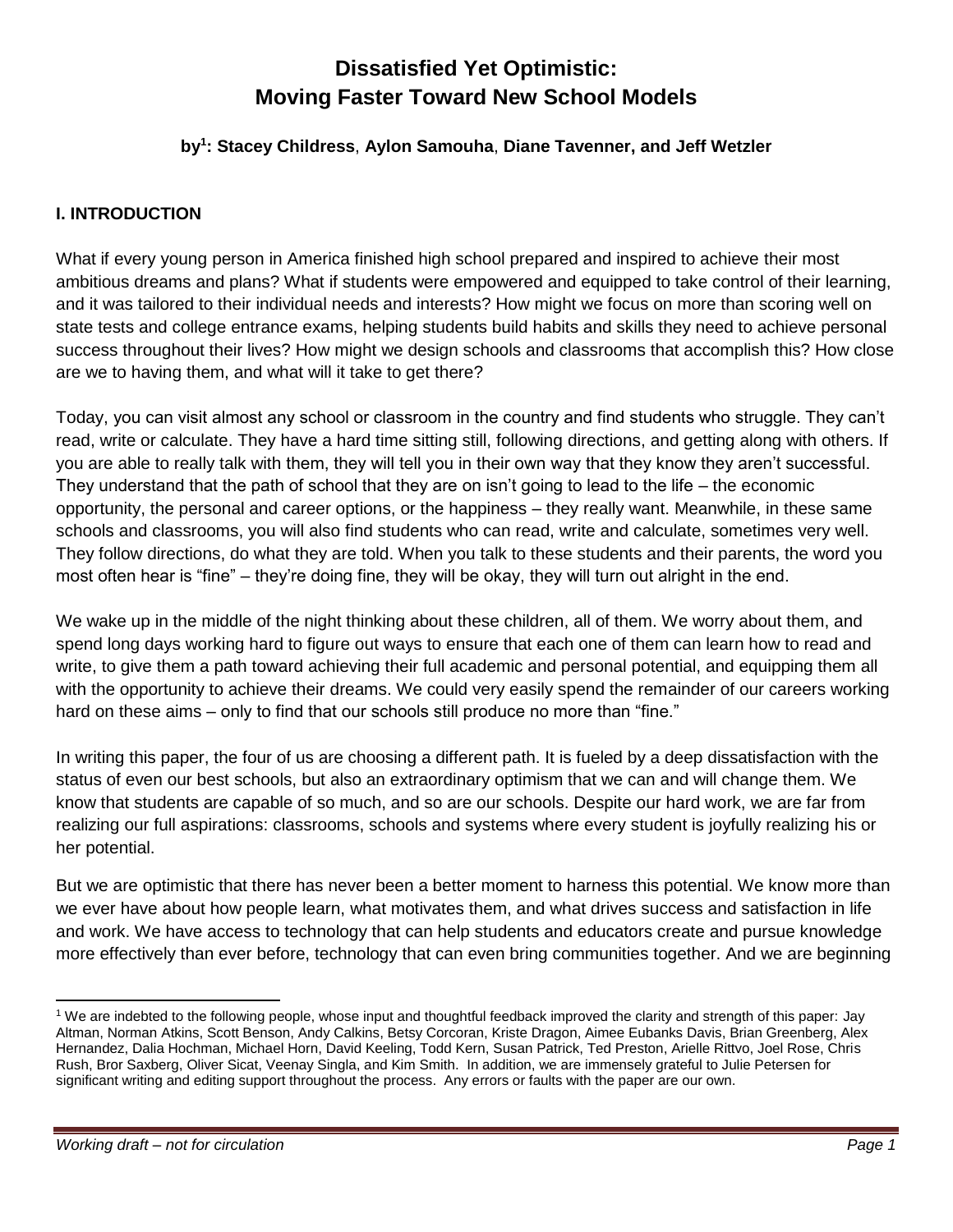# Dissatisfied Yet Optimistic: Moving Faster Toward New School Models

**by[1]: Stacey Childress, Aylon Samouha, Diane Tavenner, and Jeff Wetzler**

## I. INTRODUCTION

What if every young person in America finished high school prepared and inspired to achieve their most ambitious dreams and plans? What if students were empowered and equipped to take control of their learning, and it was tailored to their individual needs and interests? How might we focus on more than scoring well on state tests and college entrance exams, helping students build habits and skills they need to achieve personal success throughout their lives? How might we design schools and classrooms that accomplish this? How close are we to having them, and what will it take to get there?

Today, you can visit almost any school or classroom in the country and find students who struggle. They can't read, write or calculate. They have a hard time sitting still, following directions, and getting along with others. If you are able to really talk with them, they will tell you in their own way that they know they aren't successful. They understand that the path of school that they are on isn't going to lead to the life – the economic opportunity, the personal and career options, or the happiness – they really want. Meanwhile, in these same schools and classrooms, you will also find students who can read, write and calculate, sometimes very well. They follow directions, do what they are told. When you talk to these students and their parents, the word you most often hear is "fine" – they're doing fine, they will be okay, they will turn out alright in the end.

We wake up in the middle of the night thinking about these children, all of them. We worry about them, and spend long days working hard to figure out ways to ensure that each one of them can learn how to read and write, to give them a path toward achieving their full academic and personal potential, and equipping them all with the opportunity to achieve their dreams. We could very easily spend the remainder of our careers working hard on these aims – only to find that our schools still produce no more than "fine."

In writing this paper, the four of us are choosing a different path. It is fueled by a deep dissatisfaction with the status of even our best schools, but also an extraordinary optimism that we can and will change them. We know that students are capable of so much, and so are our schools. Despite our hard work, we are far from realizing our full aspirations: classrooms, schools and systems where every student is joyfully realizing his or her potential.

But we are optimistic that there has never been a better moment to harness this potential. We know more than we ever have about how people learn, what motivates them, and what drives success and satisfaction in life and work. We have access to technology that can help students and educators create and pursue knowledge more effectively than ever before, technology that can even bring communities together. And we are beginning

[1] We are indebted to the following people, whose input and thoughtful feedback improved the clarity and strength of this paper: Jay Altman, Norman Atkins, Scott Benson, Andy Calkins, Betsy Corcoran, Kriste Dragon, Aimee Eubanks Davis, Brian Greenberg, Alex Hernandez, Dalia Hochman, Michael Horn, David Keeling, Todd Kern, Susan Patrick, Ted Preston, Arielle Rittvo, Joel Rose, Chris Rush, Bror Saxberg, Oliver Sicat, Veenay Singla, and Kim Smith. In addition, we are immensely grateful to Julie Petersen for significant writing and editing support throughout the process. Any errors or faults with the paper are our own.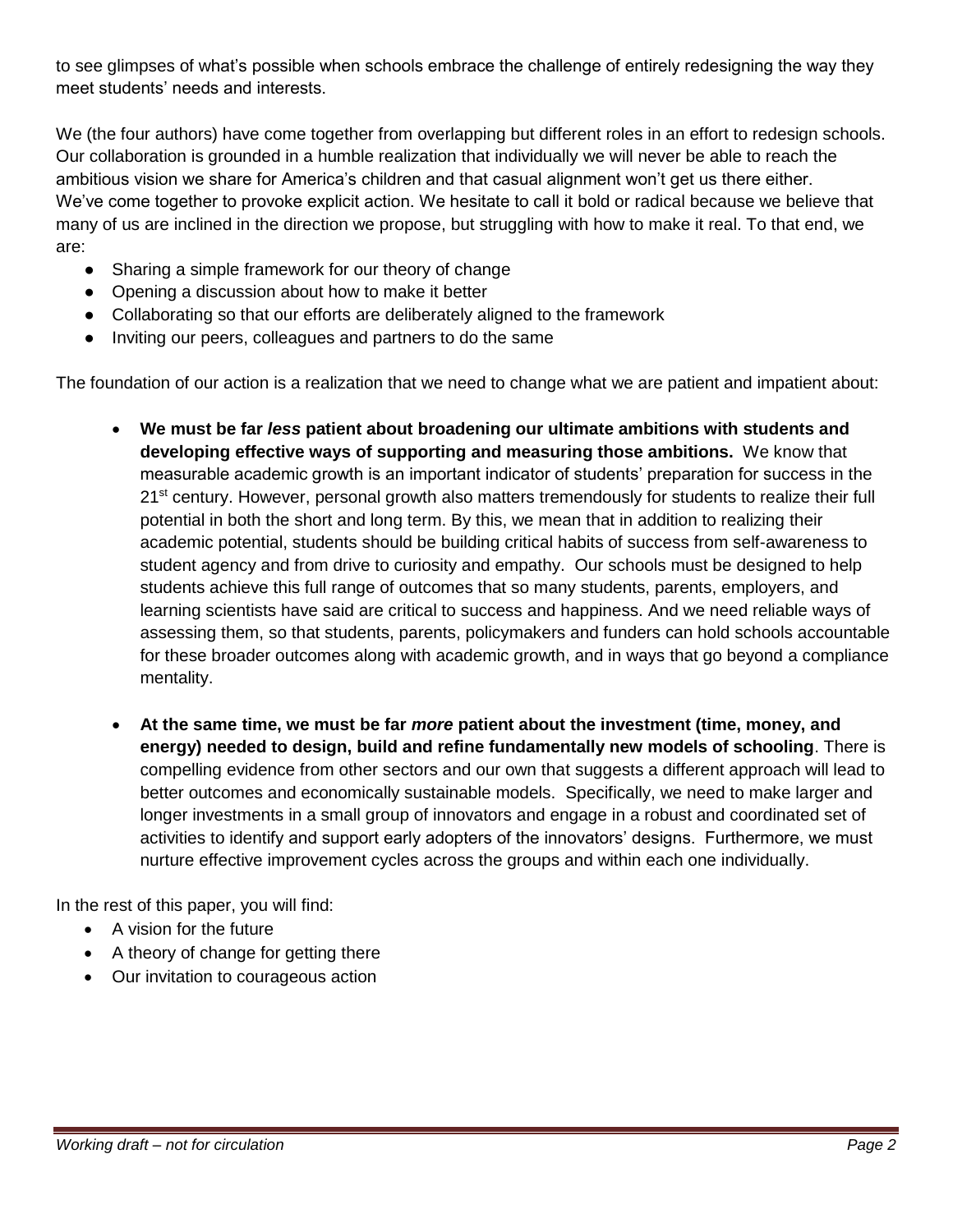to see glimpses of what's possible when schools embrace the challenge of entirely redesigning the way they meet students' needs and interests.

We (the four authors) have come together from overlapping but different roles in an effort to redesign schools. Our collaboration is grounded in a humble realization that individually we will never be able to reach the ambitious vision we share for America's children and that casual alignment won't get us there either. We've come together to provoke explicit action. We hesitate to call it bold or radical because we believe that many of us are inclined in the direction we propose, but struggling with how to make it real. To that end, we are:

- Sharing a simple framework for our theory of change
- Opening a discussion about how to make it better
- Collaborating so that our efforts are deliberately aligned to the framework
- Inviting our peers, colleagues and partners to do the same

The foundation of our action is a realization that we need to change what we are patient and impatient about:

- **We must be far *less* patient about broadening our ultimate ambitions with students and developing effective ways of supporting and measuring those ambitions.** We know that measurable academic growth is an important indicator of students' preparation for success in the 21st century. However, personal growth also matters tremendously for students to realize their full potential in both the short and long term. By this, we mean that in addition to realizing their academic potential, students should be building critical habits of success from self-awareness to student agency and from drive to curiosity and empathy. Our schools must be designed to help students achieve this full range of outcomes that so many students, parents, employers, and learning scientists have said are critical to success and happiness. And we need reliable ways of assessing them, so that students, parents, policymakers and funders can hold schools accountable for these broader outcomes along with academic growth, and in ways that go beyond a compliance mentality.

- **At the same time, we must be far *more* patient about the investment (time, money, and energy) needed to design, build and refine fundamentally new models of schooling**. There is compelling evidence from other sectors and our own that suggests a different approach will lead to better outcomes and economically sustainable models. Specifically, we need to make larger and longer investments in a small group of innovators and engage in a robust and coordinated set of activities to identify and support early adopters of the innovators' designs. Furthermore, we must nurture effective improvement cycles across the groups and within each one individually.

In the rest of this paper, you will find:

- A vision for the future
- A theory of change for getting there
- Our invitation to courageous action

*Working draft – not for circulation*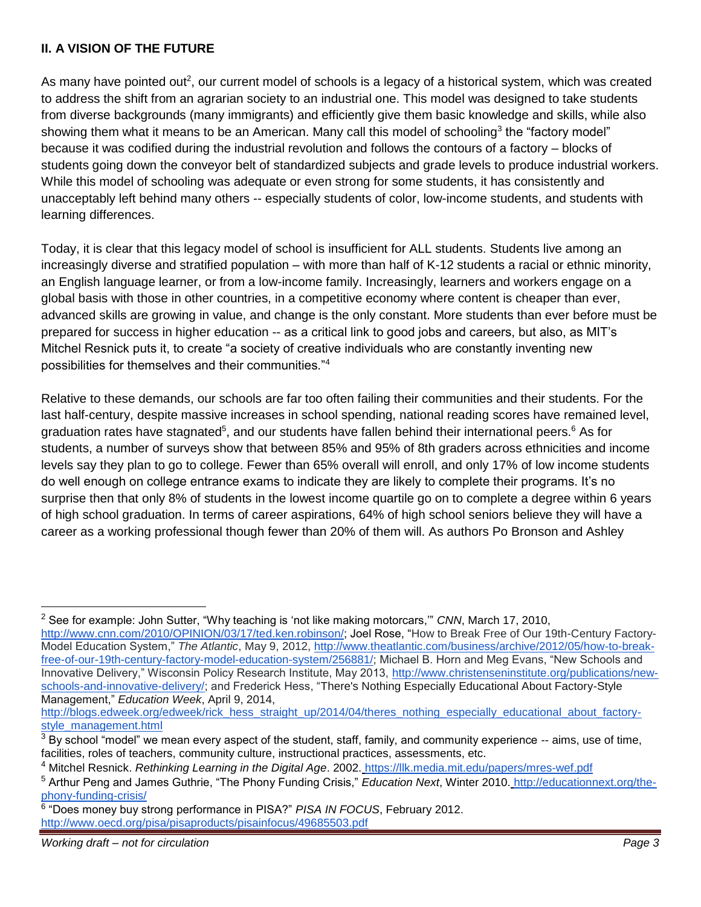## II. A VISION OF THE FUTURE

As many have pointed out[2], our current model of schools is a legacy of a historical system, which was created to address the shift from an agrarian society to an industrial one. This model was designed to take students from diverse backgrounds (many immigrants) and efficiently give them basic knowledge and skills, while also showing them what it means to be an American. Many call this model of schooling[3] the "factory model" because it was codified during the industrial revolution and follows the contours of a factory – blocks of students going down the conveyor belt of standardized subjects and grade levels to produce industrial workers. While this model of schooling was adequate or even strong for some students, it has consistently and unacceptably left behind many others -- especially students of color, low-income students, and students with learning differences.

Today, it is clear that this legacy model of school is insufficient for ALL students. Students live among an increasingly diverse and stratified population – with more than half of K-12 students a racial or ethnic minority, an English language learner, or from a low-income family. Increasingly, learners and workers engage on a global basis with those in other countries, in a competitive economy where content is cheaper than ever, advanced skills are growing in value, and change is the only constant. More students than ever before must be prepared for success in higher education -- as a critical link to good jobs and careers, but also, as MIT's Mitchel Resnick puts it, to create "a society of creative individuals who are constantly inventing new possibilities for themselves and their communities."[4]

Relative to these demands, our schools are far too often failing their communities and their students. For the last half-century, despite massive increases in school spending, national reading scores have remained level, graduation rates have stagnated[5], and our students have fallen behind their international peers.[6] As for students, a number of surveys show that between 85% and 95% of 8th graders across ethnicities and income levels say they plan to go to college. Fewer than 65% overall will enroll, and only 17% of low income students do well enough on college entrance exams to indicate they are likely to complete their programs. It's no surprise then that only 8% of students in the lowest income quartile go on to complete a degree within 6 years of high school graduation. In terms of career aspirations, 64% of high school seniors believe they will have a career as a working professional though fewer than 20% of them will. As authors Po Bronson and Ashley

---

[2] See for example: John Sutter, "Why teaching is 'not like making motorcars,'" *CNN*, March 17, 2010, http://www.cnn.com/2010/OPINION/03/17/ted.ken.robinson/; Joel Rose, "How to Break Free of Our 19th-Century Factory-Model Education System," *The Atlantic*, May 9, 2012, http://www.theatlantic.com/business/archive/2012/05/how-to-break-free-of-our-19th-century-factory-model-education-system/256881/; Michael B. Horn and Meg Evans, "New Schools and Innovative Delivery," Wisconsin Policy Research Institute, May 2013, http://www.christenseninstitute.org/publications/new-schools-and-innovative-delivery/; and Frederick Hess, "There's Nothing Especially Educational About Factory-Style Management," *Education Week*, April 9, 2014, http://blogs.edweek.org/edweek/rick_hess_straight_up/2014/04/theres_nothing_especially_educational_about_factory-style_management.html

[3] By school "model" we mean every aspect of the student, staff, family, and community experience -- aims, use of time, facilities, roles of teachers, community culture, instructional practices, assessments, etc.

[4] Mitchel Resnick. *Rethinking Learning in the Digital Age*. 2002. https://llk.media.mit.edu/papers/mres-wef.pdf

[5] Arthur Peng and James Guthrie, "The Phony Funding Crisis," *Education Next*, Winter 2010. http://educationnext.org/the-phony-funding-crisis/

[6] "Does money buy strong performance in PISA?" *PISA IN FOCUS*, February 2012. http://www.oecd.org/pisa/pisaproducts/pisainfocus/49685503.pdf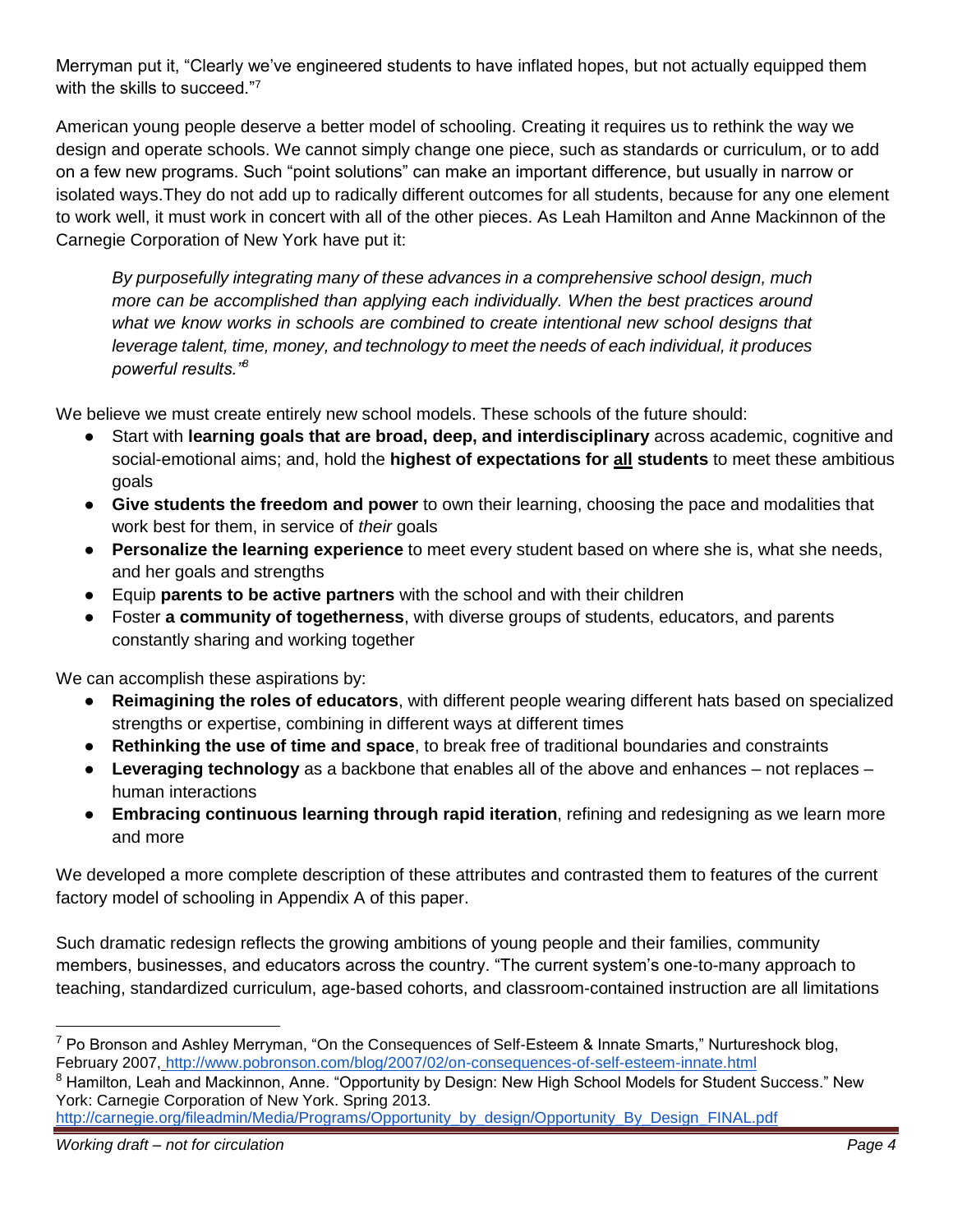Merryman put it, "Clearly we've engineered students to have inflated hopes, but not actually equipped them with the skills to succeed."[7]

American young people deserve a better model of schooling. Creating it requires us to rethink the way we design and operate schools. We cannot simply change one piece, such as standards or curriculum, or to add on a few new programs. Such "point solutions" can make an important difference, but usually in narrow or isolated ways.They do not add up to radically different outcomes for all students, because for any one element to work well, it must work in concert with all of the other pieces. As Leah Hamilton and Anne Mackinnon of the Carnegie Corporation of New York have put it:

> *By purposefully integrating many of these advances in a comprehensive school design, much more can be accomplished than applying each individually. When the best practices around what we know works in schools are combined to create intentional new school designs that leverage talent, time, money, and technology to meet the needs of each individual, it produces powerful results."*[8]

We believe we must create entirely new school models. These schools of the future should:

- Start with **learning goals that are broad, deep, and interdisciplinary** across academic, cognitive and social-emotional aims; and, hold the **highest of expectations for <u>all</u> students** to meet these ambitious goals
- **Give students the freedom and power** to own their learning, choosing the pace and modalities that work best for them, in service of *their* goals
- **Personalize the learning experience** to meet every student based on where she is, what she needs, and her goals and strengths
- Equip **parents to be active partners** with the school and with their children
- Foster **a community of togetherness**, with diverse groups of students, educators, and parents constantly sharing and working together

We can accomplish these aspirations by:

- **Reimagining the roles of educators**, with different people wearing different hats based on specialized strengths or expertise, combining in different ways at different times
- **Rethinking the use of time and space**, to break free of traditional boundaries and constraints
- **Leveraging technology** as a backbone that enables all of the above and enhances – not replaces – human interactions
- **Embracing continuous learning through rapid iteration**, refining and redesigning as we learn more and more

We developed a more complete description of these attributes and contrasted them to features of the current factory model of schooling in Appendix A of this paper.

Such dramatic redesign reflects the growing ambitions of young people and their families, community members, businesses, and educators across the country. "The current system's one-to-many approach to teaching, standardized curriculum, age-based cohorts, and classroom-contained instruction are all limitations

---

[7] Po Bronson and Ashley Merryman, "On the Consequences of Self-Esteem & Innate Smarts," Nurtureshock blog, February 2007, http://www.pobronson.com/blog/2007/02/on-consequences-of-self-esteem-innate.html

[8] Hamilton, Leah and Mackinnon, Anne. "Opportunity by Design: New High School Models for Student Success." New York: Carnegie Corporation of New York. Spring 2013. http://carnegie.org/fileadmin/Media/Programs/Opportunity_by_design/Opportunity_By_Design_FINAL.pdf

*Working draft – not for circulation*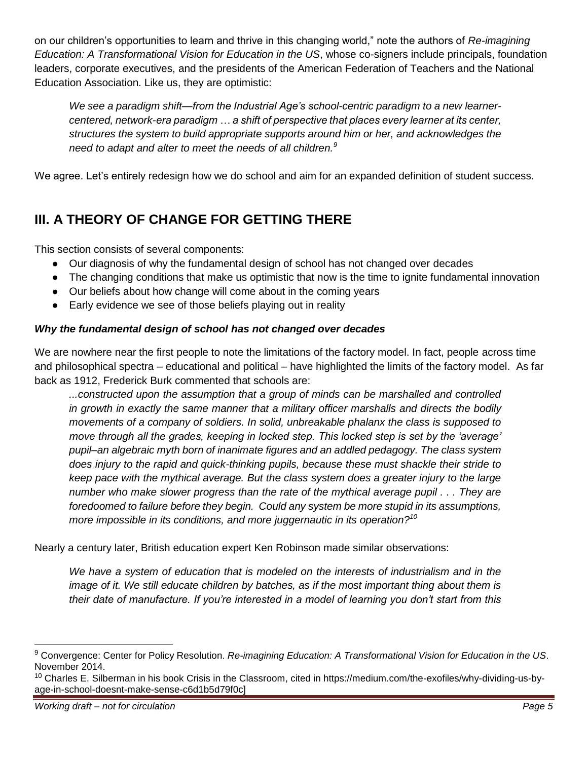on our children's opportunities to learn and thrive in this changing world," note the authors of *Re-imagining Education: A Transformational Vision for Education in the US*, whose co-signers include principals, foundation leaders, corporate executives, and the presidents of the American Federation of Teachers and the National Education Association. Like us, they are optimistic:

> *We see a paradigm shift—from the Industrial Age's school-centric paradigm to a new learner-centered, network-era paradigm … a shift of perspective that places every learner at its center, structures the system to build appropriate supports around him or her, and acknowledges the need to adapt and alter to meet the needs of all children.*[9]

We agree. Let's entirely redesign how we do school and aim for an expanded definition of student success.

## III. A THEORY OF CHANGE FOR GETTING THERE

This section consists of several components:

- Our diagnosis of why the fundamental design of school has not changed over decades
- The changing conditions that make us optimistic that now is the time to ignite fundamental innovation
- Our beliefs about how change will come about in the coming years
- Early evidence we see of those beliefs playing out in reality

***Why the fundamental design of school has not changed over decades***

We are nowhere near the first people to note the limitations of the factory model. In fact, people across time and philosophical spectra – educational and political – have highlighted the limits of the factory model. As far back as 1912, Frederick Burk commented that schools are:

> *...constructed upon the assumption that a group of minds can be marshalled and controlled in growth in exactly the same manner that a military officer marshalls and directs the bodily movements of a company of soldiers. In solid, unbreakable phalanx the class is supposed to move through all the grades, keeping in locked step. This locked step is set by the 'average' pupil–an algebraic myth born of inanimate figures and an addled pedagogy. The class system does injury to the rapid and quick-thinking pupils, because these must shackle their stride to keep pace with the mythical average. But the class system does a greater injury to the large number who make slower progress than the rate of the mythical average pupil . . . They are foredoomed to failure before they begin. Could any system be more stupid in its assumptions, more impossible in its conditions, and more juggernautic in its operation?*[10]

Nearly a century later, British education expert Ken Robinson made similar observations:

> *We have a system of education that is modeled on the interests of industrialism and in the image of it. We still educate children by batches, as if the most important thing about them is their date of manufacture. If you're interested in a model of learning you don't start from this*

---

[9] Convergence: Center for Policy Resolution. *Re-imagining Education: A Transformational Vision for Education in the US*. November 2014.

[10] Charles E. Silberman in his book Crisis in the Classroom, cited in https://medium.com/the-exofiles/why-dividing-us-by-age-in-school-doesnt-make-sense-c6d1b5d79f0c]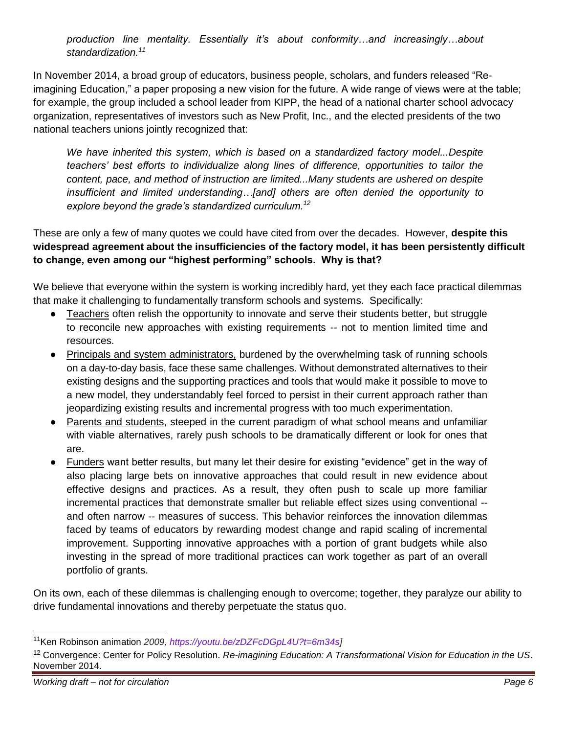> *production line mentality. Essentially it's about conformity…and increasingly…about standardization.*[11]

In November 2014, a broad group of educators, business people, scholars, and funders released "Re-imagining Education," a paper proposing a new vision for the future. A wide range of views were at the table; for example, the group included a school leader from KIPP, the head of a national charter school advocacy organization, representatives of investors such as New Profit, Inc., and the elected presidents of the two national teachers unions jointly recognized that:

> *We have inherited this system, which is based on a standardized factory model...Despite teachers' best efforts to individualize along lines of difference, opportunities to tailor the content, pace, and method of instruction are limited...Many students are ushered on despite insufficient and limited understanding…[and] others are often denied the opportunity to explore beyond the grade's standardized curriculum.*[12]

These are only a few of many quotes we could have cited from over the decades. However, **despite this widespread agreement about the insufficiencies of the factory model, it has been persistently difficult to change, even among our "highest performing" schools. Why is that?**

We believe that everyone within the system is working incredibly hard, yet they each face practical dilemmas that make it challenging to fundamentally transform schools and systems. Specifically:

- <u>Teachers</u> often relish the opportunity to innovate and serve their students better, but struggle to reconcile new approaches with existing requirements -- not to mention limited time and resources.
- <u>Principals and system administrators,</u> burdened by the overwhelming task of running schools on a day-to-day basis, face these same challenges. Without demonstrated alternatives to their existing designs and the supporting practices and tools that would make it possible to move to a new model, they understandably feel forced to persist in their current approach rather than jeopardizing existing results and incremental progress with too much experimentation.
- <u>Parents and students</u>, steeped in the current paradigm of what school means and unfamiliar with viable alternatives, rarely push schools to be dramatically different or look for ones that are.
- <u>Funders</u> want better results, but many let their desire for existing "evidence" get in the way of also placing large bets on innovative approaches that could result in new evidence about effective designs and practices. As a result, they often push to scale up more familiar incremental practices that demonstrate smaller but reliable effect sizes using conventional -- and often narrow -- measures of success. This behavior reinforces the innovation dilemmas faced by teams of educators by rewarding modest change and rapid scaling of incremental improvement. Supporting innovative approaches with a portion of grant budgets while also investing in the spread of more traditional practices can work together as part of an overall portfolio of grants.

On its own, each of these dilemmas is challenging enough to overcome; together, they paralyze our ability to drive fundamental innovations and thereby perpetuate the status quo.

---

[11] Ken Robinson animation *2009, https://youtu.be/zDZFcDGpL4U?t=6m34s]*

[12] Convergence: Center for Policy Resolution. *Re-imagining Education: A Transformational Vision for Education in the US*. November 2014.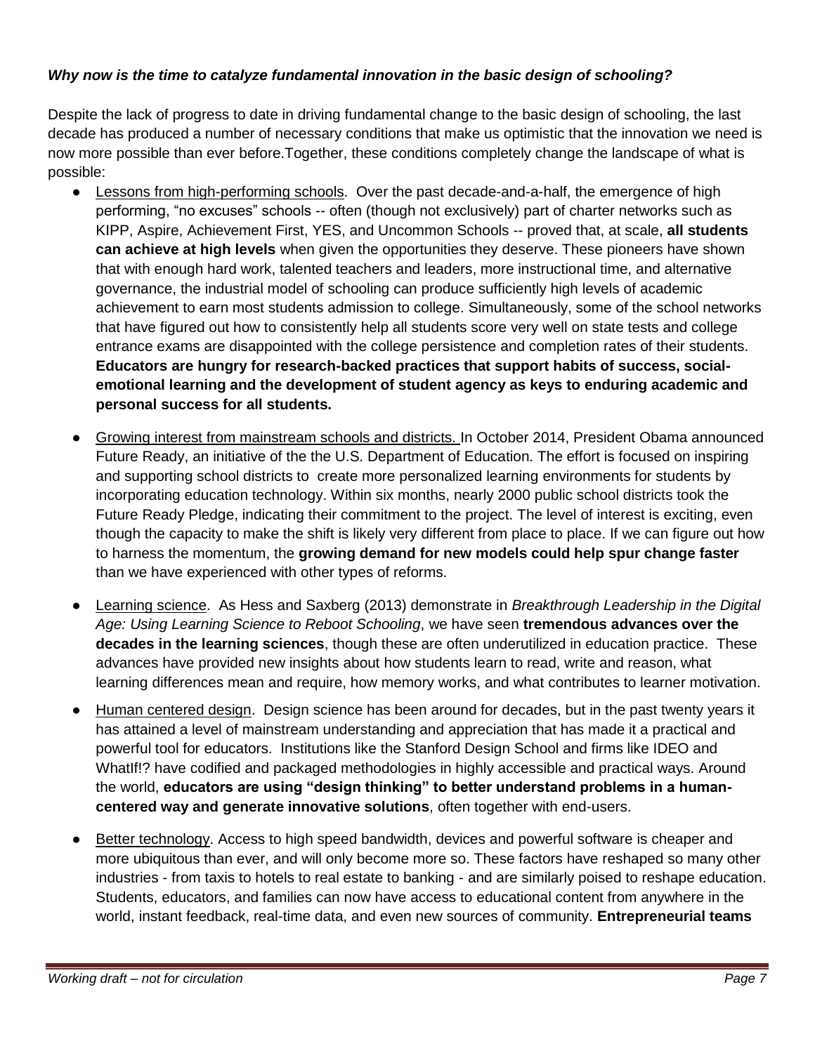***Why now is the time to catalyze fundamental innovation in the basic design of schooling?***

Despite the lack of progress to date in driving fundamental change to the basic design of schooling, the last decade has produced a number of necessary conditions that make us optimistic that the innovation we need is now more possible than ever before.Together, these conditions completely change the landscape of what is possible:

- Lessons from high-performing schools. Over the past decade-and-a-half, the emergence of high performing, "no excuses" schools -- often (though not exclusively) part of charter networks such as KIPP, Aspire, Achievement First, YES, and Uncommon Schools -- proved that, at scale, **all students can achieve at high levels** when given the opportunities they deserve. These pioneers have shown that with enough hard work, talented teachers and leaders, more instructional time, and alternative governance, the industrial model of schooling can produce sufficiently high levels of academic achievement to earn most students admission to college. Simultaneously, some of the school networks that have figured out how to consistently help all students score very well on state tests and college entrance exams are disappointed with the college persistence and completion rates of their students. **Educators are hungry for research-backed practices that support habits of success, social-emotional learning and the development of student agency as keys to enduring academic and personal success for all students.**

- Growing interest from mainstream schools and districts. In October 2014, President Obama announced Future Ready, an initiative of the the U.S. Department of Education. The effort is focused on inspiring and supporting school districts to create more personalized learning environments for students by incorporating education technology. Within six months, nearly 2000 public school districts took the Future Ready Pledge, indicating their commitment to the project. The level of interest is exciting, even though the capacity to make the shift is likely very different from place to place. If we can figure out how to harness the momentum, the **growing demand for new models could help spur change faster** than we have experienced with other types of reforms.

- Learning science. As Hess and Saxberg (2013) demonstrate in *Breakthrough Leadership in the Digital Age: Using Learning Science to Reboot Schooling*, we have seen **tremendous advances over the decades in the learning sciences**, though these are often underutilized in education practice. These advances have provided new insights about how students learn to read, write and reason, what learning differences mean and require, how memory works, and what contributes to learner motivation.

- Human centered design. Design science has been around for decades, but in the past twenty years it has attained a level of mainstream understanding and appreciation that has made it a practical and powerful tool for educators. Institutions like the Stanford Design School and firms like IDEO and WhatIf!? have codified and packaged methodologies in highly accessible and practical ways. Around the world, **educators are using "design thinking" to better understand problems in a human-centered way and generate innovative solutions**, often together with end-users.

- Better technology. Access to high speed bandwidth, devices and powerful software is cheaper and more ubiquitous than ever, and will only become more so. These factors have reshaped so many other industries - from taxis to hotels to real estate to banking - and are similarly poised to reshape education. Students, educators, and families can now have access to educational content from anywhere in the world, instant feedback, real-time data, and even new sources of community. **Entrepreneurial teams**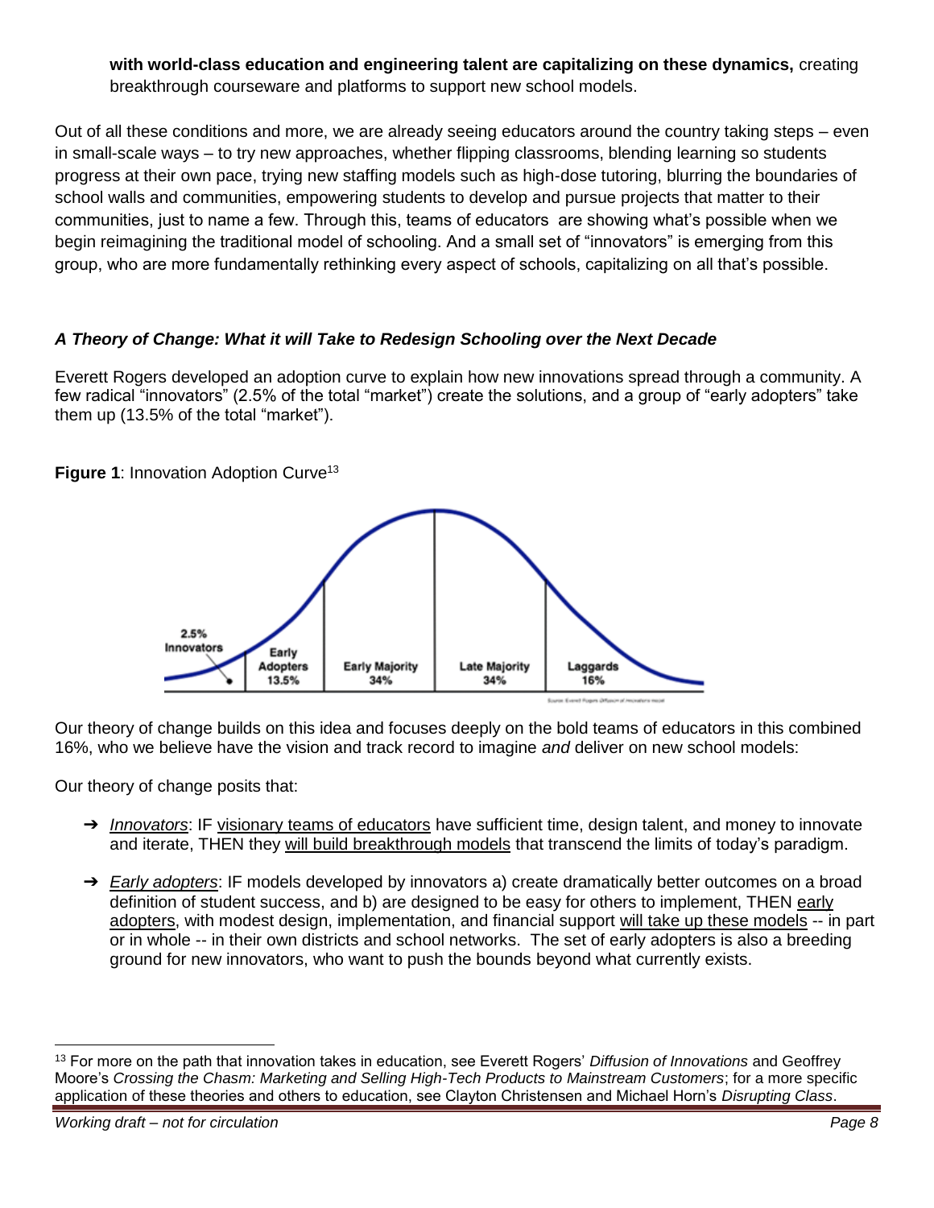**with world-class education and engineering talent are capitalizing on these dynamics,** creating breakthrough courseware and platforms to support new school models.

Out of all these conditions and more, we are already seeing educators around the country taking steps – even in small-scale ways – to try new approaches, whether flipping classrooms, blending learning so students progress at their own pace, trying new staffing models such as high-dose tutoring, blurring the boundaries of school walls and communities, empowering students to develop and pursue projects that matter to their communities, just to name a few. Through this, teams of educators are showing what's possible when we begin reimagining the traditional model of schooling. And a small set of "innovators" is emerging from this group, who are more fundamentally rethinking every aspect of schools, capitalizing on all that's possible.

### *A Theory of Change: What it will Take to Redesign Schooling over the Next Decade*

Everett Rogers developed an adoption curve to explain how new innovations spread through a community. A few radical "innovators" (2.5% of the total "market") create the solutions, and a group of "early adopters" take them up (13.5% of the total "market").

**Figure 1**: Innovation Adoption Curve[13]

Our theory of change builds on this idea and focuses deeply on the bold teams of educators in this combined 16%, who we believe have the vision and track record to imagine *and* deliver on new school models:

Our theory of change posits that:

- *Innovators*: IF visionary teams of educators have sufficient time, design talent, and money to innovate and iterate, THEN they will build breakthrough models that transcend the limits of today's paradigm.
- *Early adopters*: IF models developed by innovators a) create dramatically better outcomes on a broad definition of student success, and b) are designed to be easy for others to implement, THEN early adopters, with modest design, implementation, and financial support will take up these models -- in part or in whole -- in their own districts and school networks. The set of early adopters is also a breeding ground for new innovators, who want to push the bounds beyond what currently exists.

---

[13] For more on the path that innovation takes in education, see Everett Rogers' *Diffusion of Innovations* and Geoffrey Moore's *Crossing the Chasm: Marketing and Selling High-Tech Products to Mainstream Customers*; for a more specific application of these theories and others to education, see Clayton Christensen and Michael Horn's *Disrupting Class*.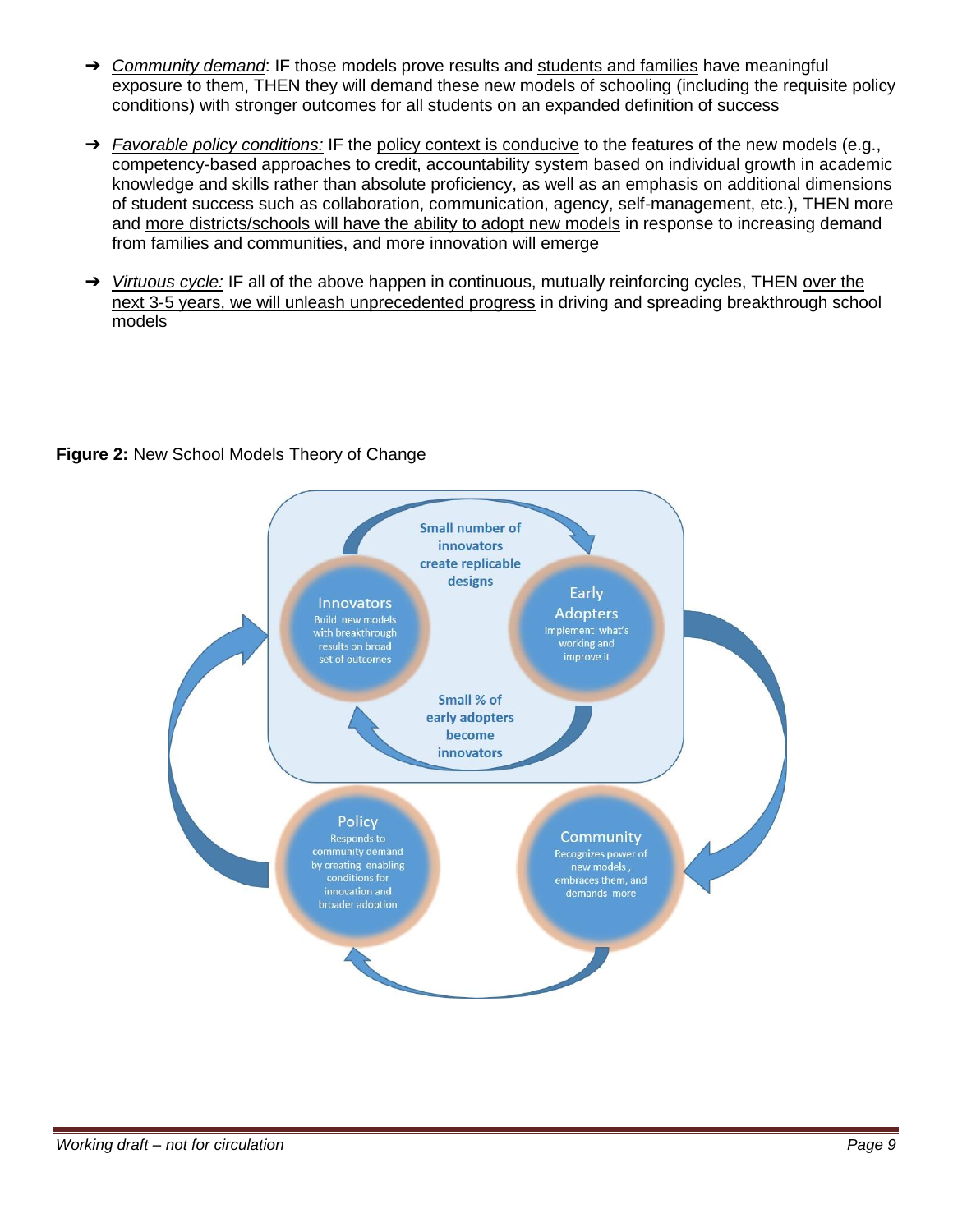- ➔ *Community demand*: IF those models prove results and students and families have meaningful exposure to them, THEN they will demand these new models of schooling (including the requisite policy conditions) with stronger outcomes for all students on an expanded definition of success

- ➔ *Favorable policy conditions:* IF the policy context is conducive to the features of the new models (e.g., competency-based approaches to credit, accountability system based on individual growth in academic knowledge and skills rather than absolute proficiency, as well as an emphasis on additional dimensions of student success such as collaboration, communication, agency, self-management, etc.), THEN more and more districts/schools will have the ability to adopt new models in response to increasing demand from families and communities, and more innovation will emerge

- ➔ *Virtuous cycle:* IF all of the above happen in continuous, mutually reinforcing cycles, THEN over the next 3-5 years, we will unleash unprecedented progress in driving and spreading breakthrough school models

**Figure 2:** New School Models Theory of Change

Innovators: Build new models with breakthrough results on broad set of outcomes

Small number of innovators create replicable designs

Early Adopters: Implement what's working and improve it

Small % of early adopters become innovators

Community: Recognizes power of new models, embraces them, and demands more

Policy: Responds to community demand by creating enabling conditions for innovation and broader adoption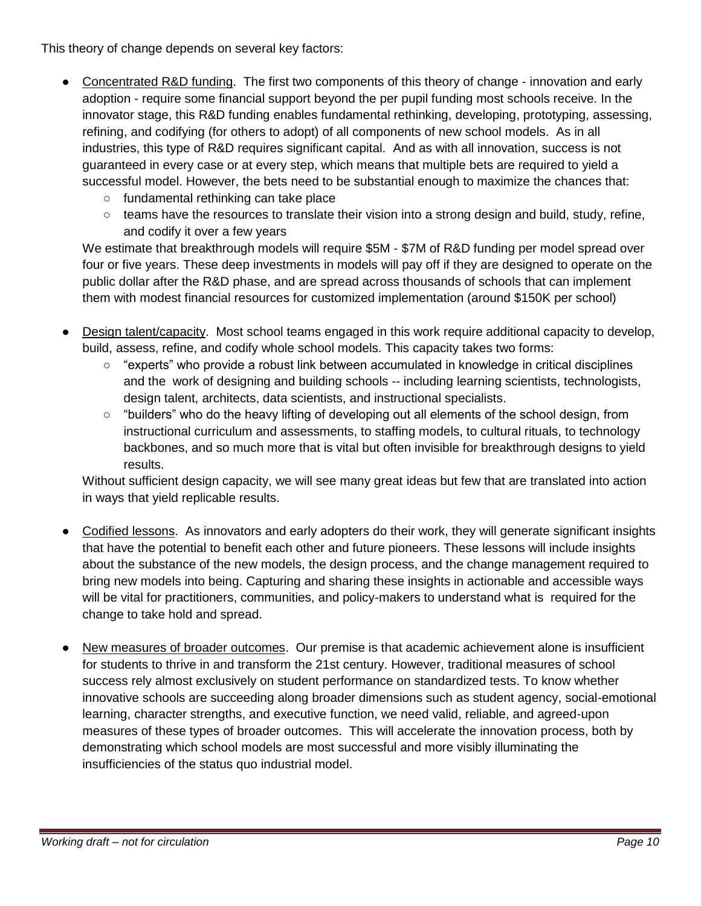This theory of change depends on several key factors:

- Concentrated R&D funding. The first two components of this theory of change - innovation and early adoption - require some financial support beyond the per pupil funding most schools receive. In the innovator stage, this R&D funding enables fundamental rethinking, developing, prototyping, assessing, refining, and codifying (for others to adopt) of all components of new school models. As in all industries, this type of R&D requires significant capital. And as with all innovation, success is not guaranteed in every case or at every step, which means that multiple bets are required to yield a successful model. However, the bets need to be substantial enough to maximize the chances that:
    - fundamental rethinking can take place
    - teams have the resources to translate their vision into a strong design and build, study, refine, and codify it over a few years

  We estimate that breakthrough models will require $5M - $7M of R&D funding per model spread over four or five years. These deep investments in models will pay off if they are designed to operate on the public dollar after the R&D phase, and are spread across thousands of schools that can implement them with modest financial resources for customized implementation (around $150K per school)

- Design talent/capacity. Most school teams engaged in this work require additional capacity to develop, build, assess, refine, and codify whole school models. This capacity takes two forms:
    - "experts" who provide a robust link between accumulated in knowledge in critical disciplines and the work of designing and building schools -- including learning scientists, technologists, design talent, architects, data scientists, and instructional specialists.
    - "builders" who do the heavy lifting of developing out all elements of the school design, from instructional curriculum and assessments, to staffing models, to cultural rituals, to technology backbones, and so much more that is vital but often invisible for breakthrough designs to yield results.

  Without sufficient design capacity, we will see many great ideas but few that are translated into action in ways that yield replicable results.

- Codified lessons. As innovators and early adopters do their work, they will generate significant insights that have the potential to benefit each other and future pioneers. These lessons will include insights about the substance of the new models, the design process, and the change management required to bring new models into being. Capturing and sharing these insights in actionable and accessible ways will be vital for practitioners, communities, and policy-makers to understand what is required for the change to take hold and spread.

- New measures of broader outcomes. Our premise is that academic achievement alone is insufficient for students to thrive in and transform the 21st century. However, traditional measures of school success rely almost exclusively on student performance on standardized tests. To know whether innovative schools are succeeding along broader dimensions such as student agency, social-emotional learning, character strengths, and executive function, we need valid, reliable, and agreed-upon measures of these types of broader outcomes. This will accelerate the innovation process, both by demonstrating which school models are most successful and more visibly illuminating the insufficiencies of the status quo industrial model.

*Working draft – not for circulation*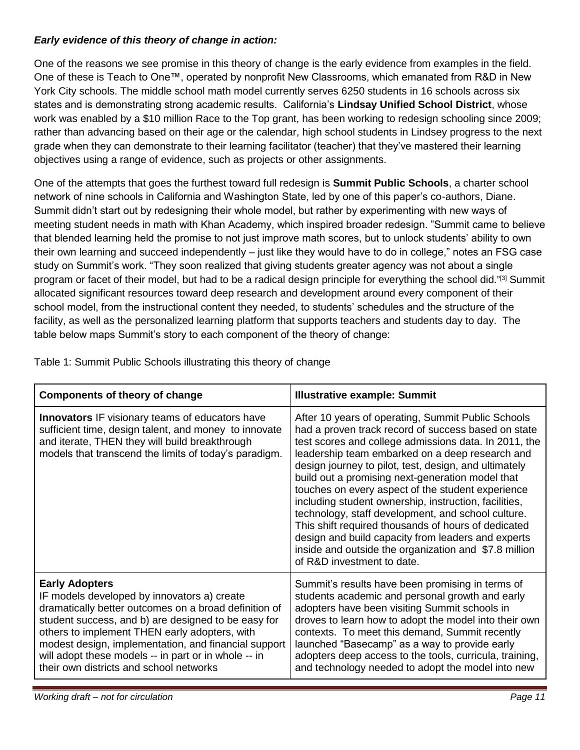***Early evidence of this theory of change in action:***

One of the reasons we see promise in this theory of change is the early evidence from examples in the field. One of these is Teach to One™, operated by nonprofit New Classrooms, which emanated from R&D in New York City schools. The middle school math model currently serves 6250 students in 16 schools across six states and is demonstrating strong academic results. California's **Lindsay Unified School District**, whose work was enabled by a $10 million Race to the Top grant, has been working to redesign schooling since 2009; rather than advancing based on their age or the calendar, high school students in Lindsey progress to the next grade when they can demonstrate to their learning facilitator (teacher) that they've mastered their learning objectives using a range of evidence, such as projects or other assignments.

One of the attempts that goes the furthest toward full redesign is **Summit Public Schools**, a charter school network of nine schools in California and Washington State, led by one of this paper's co-authors, Diane. Summit didn't start out by redesigning their whole model, but rather by experimenting with new ways of meeting student needs in math with Khan Academy, which inspired broader redesign. "Summit came to believe that blended learning held the promise to not just improve math scores, but to unlock students' ability to own their own learning and succeed independently – just like they would have to do in college," notes an FSG case study on Summit's work. "They soon realized that giving students greater agency was not about a single program or facet of their model, but had to be a radical design principle for everything the school did."[3] Summit allocated significant resources toward deep research and development around every component of their school model, from the instructional content they needed, to students' schedules and the structure of the facility, as well as the personalized learning platform that supports teachers and students day to day. The table below maps Summit's story to each component of the theory of change:

Table 1: Summit Public Schools illustrating this theory of change

| **Components of theory of change** | **Illustrative example: Summit** |
|---|---|
| **Innovators** IF visionary teams of educators have sufficient time, design talent, and money to innovate and iterate, THEN they will build breakthrough models that transcend the limits of today's paradigm. | After 10 years of operating, Summit Public Schools had a proven track record of success based on state test scores and college admissions data. In 2011, the leadership team embarked on a deep research and design journey to pilot, test, design, and ultimately build out a promising next-generation model that touches on every aspect of the student experience including student ownership, instruction, facilities, technology, staff development, and school culture. This shift required thousands of hours of dedicated design and build capacity from leaders and experts inside and outside the organization and $7.8 million of R&D investment to date. |
| **Early Adopters** IF models developed by innovators a) create dramatically better outcomes on a broad definition of student success, and b) are designed to be easy for others to implement THEN early adopters, with modest design, implementation, and financial support will adopt these models -- in part or in whole -- in their own districts and school networks | Summit's results have been promising in terms of students academic and personal growth and early adopters have been visiting Summit schools in droves to learn how to adopt the model into their own contexts. To meet this demand, Summit recently launched "Basecamp" as a way to provide early adopters deep access to the tools, curricula, training, and technology needed to adopt the model into new |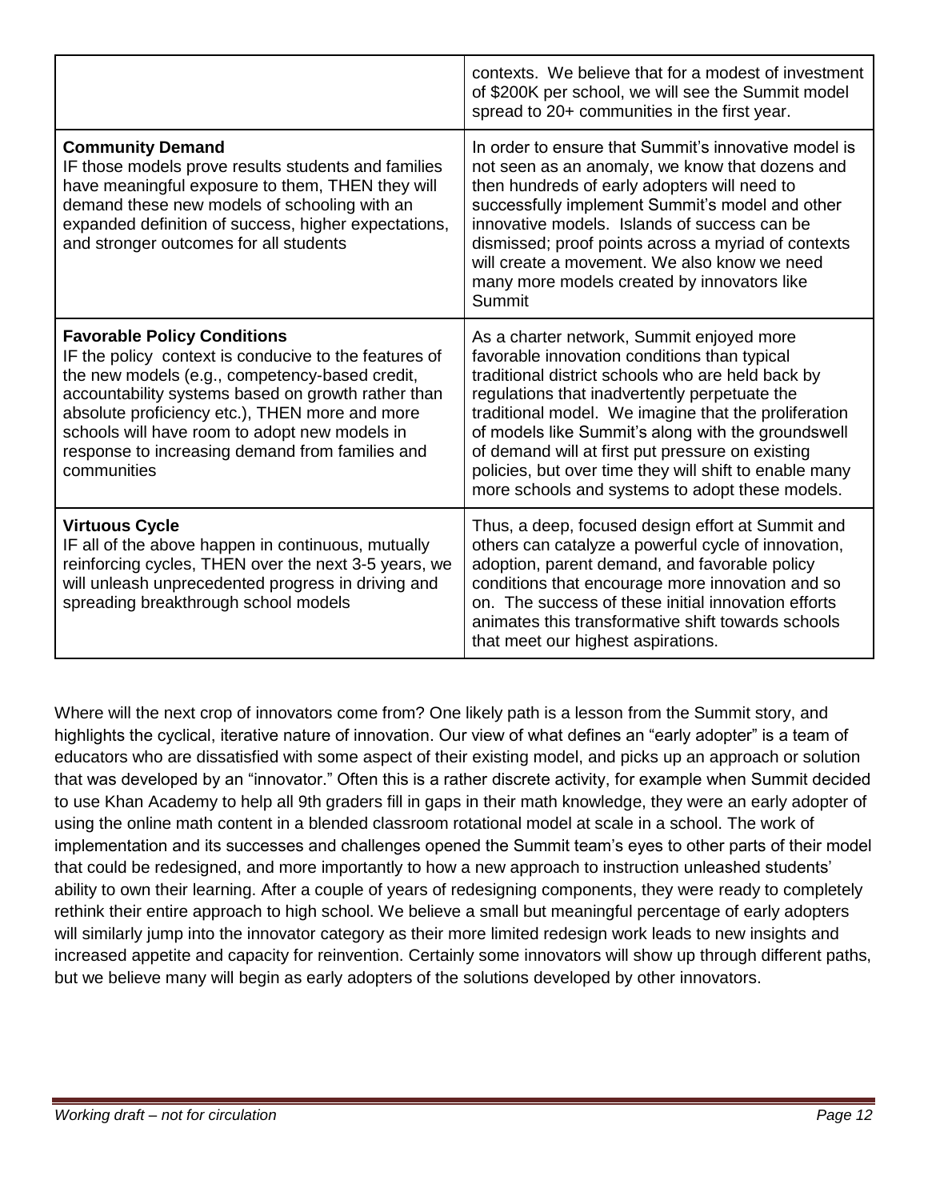|  |  |
|---|---|
|  | contexts. We believe that for a modest of investment of \$200K per school, we will see the Summit model spread to 20+ communities in the first year. |
| **Community Demand**<br>IF those models prove results students and families have meaningful exposure to them, THEN they will demand these new models of schooling with an expanded definition of success, higher expectations, and stronger outcomes for all students | In order to ensure that Summit's innovative model is not seen as an anomaly, we know that dozens and then hundreds of early adopters will need to successfully implement Summit's model and other innovative models. Islands of success can be dismissed; proof points across a myriad of contexts will create a movement. We also know we need many more models created by innovators like Summit |
| **Favorable Policy Conditions**<br>IF the policy context is conducive to the features of the new models (e.g., competency-based credit, accountability systems based on growth rather than absolute proficiency etc.), THEN more and more schools will have room to adopt new models in response to increasing demand from families and communities | As a charter network, Summit enjoyed more favorable innovation conditions than typical traditional district schools who are held back by regulations that inadvertently perpetuate the traditional model. We imagine that the proliferation of models like Summit's along with the groundswell of demand will at first put pressure on existing policies, but over time they will shift to enable many more schools and systems to adopt these models. |
| **Virtuous Cycle**<br>IF all of the above happen in continuous, mutually reinforcing cycles, THEN over the next 3-5 years, we will unleash unprecedented progress in driving and spreading breakthrough school models | Thus, a deep, focused design effort at Summit and others can catalyze a powerful cycle of innovation, adoption, parent demand, and favorable policy conditions that encourage more innovation and so on. The success of these initial innovation efforts animates this transformative shift towards schools that meet our highest aspirations. |

Where will the next crop of innovators come from? One likely path is a lesson from the Summit story, and highlights the cyclical, iterative nature of innovation. Our view of what defines an "early adopter" is a team of educators who are dissatisfied with some aspect of their existing model, and picks up an approach or solution that was developed by an "innovator." Often this is a rather discrete activity, for example when Summit decided to use Khan Academy to help all 9th graders fill in gaps in their math knowledge, they were an early adopter of using the online math content in a blended classroom rotational model at scale in a school. The work of implementation and its successes and challenges opened the Summit team's eyes to other parts of their model that could be redesigned, and more importantly to how a new approach to instruction unleashed students' ability to own their learning. After a couple of years of redesigning components, they were ready to completely rethink their entire approach to high school. We believe a small but meaningful percentage of early adopters will similarly jump into the innovator category as their more limited redesign work leads to new insights and increased appetite and capacity for reinvention. Certainly some innovators will show up through different paths, but we believe many will begin as early adopters of the solutions developed by other innovators.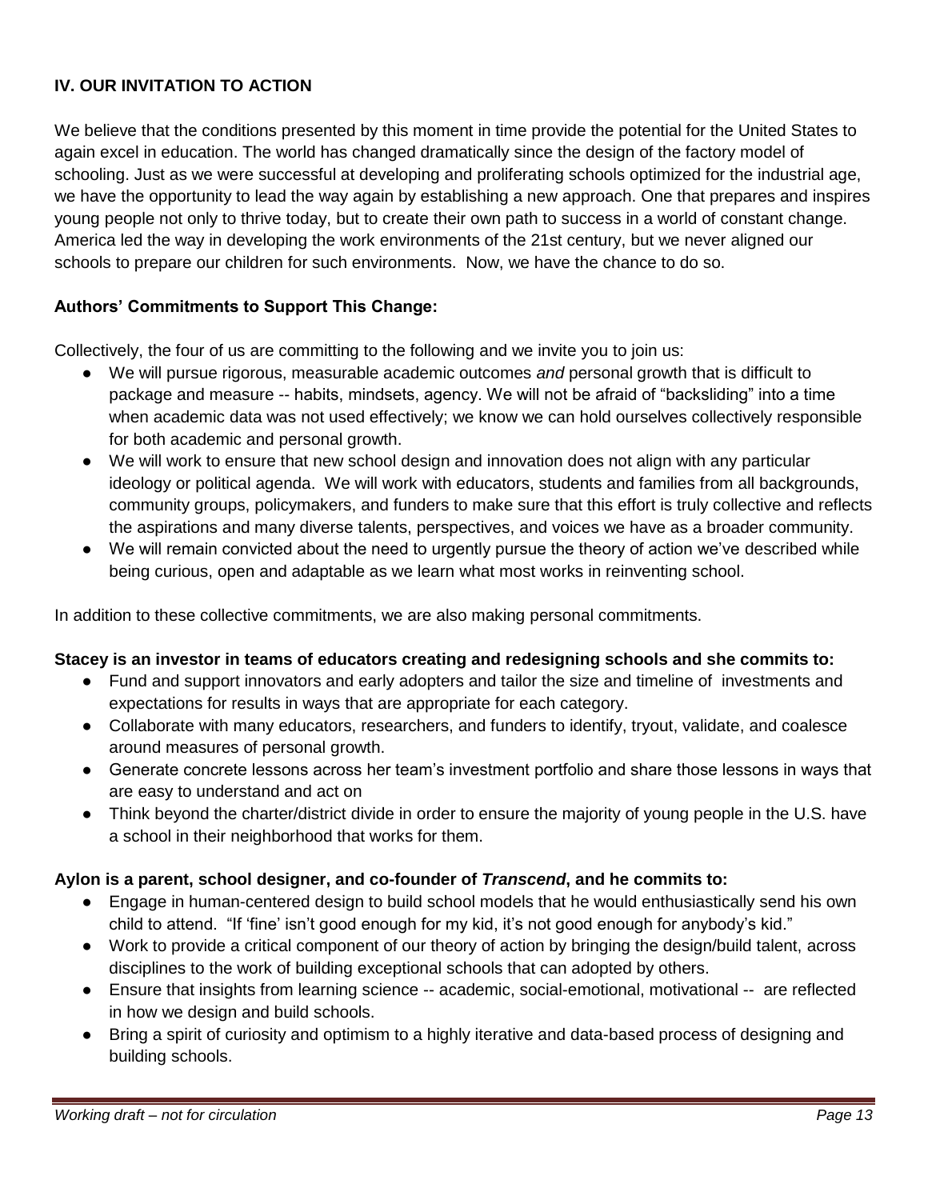## IV. OUR INVITATION TO ACTION

We believe that the conditions presented by this moment in time provide the potential for the United States to again excel in education. The world has changed dramatically since the design of the factory model of schooling. Just as we were successful at developing and proliferating schools optimized for the industrial age, we have the opportunity to lead the way again by establishing a new approach. One that prepares and inspires young people not only to thrive today, but to create their own path to success in a world of constant change. America led the way in developing the work environments of the 21st century, but we never aligned our schools to prepare our children for such environments. Now, we have the chance to do so.

**Authors' Commitments to Support This Change:**

Collectively, the four of us are committing to the following and we invite you to join us:

- We will pursue rigorous, measurable academic outcomes *and* personal growth that is difficult to package and measure -- habits, mindsets, agency. We will not be afraid of "backsliding" into a time when academic data was not used effectively; we know we can hold ourselves collectively responsible for both academic and personal growth.
- We will work to ensure that new school design and innovation does not align with any particular ideology or political agenda. We will work with educators, students and families from all backgrounds, community groups, policymakers, and funders to make sure that this effort is truly collective and reflects the aspirations and many diverse talents, perspectives, and voices we have as a broader community.
- We will remain convicted about the need to urgently pursue the theory of action we've described while being curious, open and adaptable as we learn what most works in reinventing school.

In addition to these collective commitments, we are also making personal commitments.

**Stacey is an investor in teams of educators creating and redesigning schools and she commits to:**

- Fund and support innovators and early adopters and tailor the size and timeline of investments and expectations for results in ways that are appropriate for each category.
- Collaborate with many educators, researchers, and funders to identify, tryout, validate, and coalesce around measures of personal growth.
- Generate concrete lessons across her team's investment portfolio and share those lessons in ways that are easy to understand and act on
- Think beyond the charter/district divide in order to ensure the majority of young people in the U.S. have a school in their neighborhood that works for them.

**Aylon is a parent, school designer, and co-founder of *Transcend*, and he commits to:**

- Engage in human-centered design to build school models that he would enthusiastically send his own child to attend. "If 'fine' isn't good enough for my kid, it's not good enough for anybody's kid."
- Work to provide a critical component of our theory of action by bringing the design/build talent, across disciplines to the work of building exceptional schools that can adopted by others.
- Ensure that insights from learning science -- academic, social-emotional, motivational -- are reflected in how we design and build schools.
- Bring a spirit of curiosity and optimism to a highly iterative and data-based process of designing and building schools.

*Working draft – not for circulation*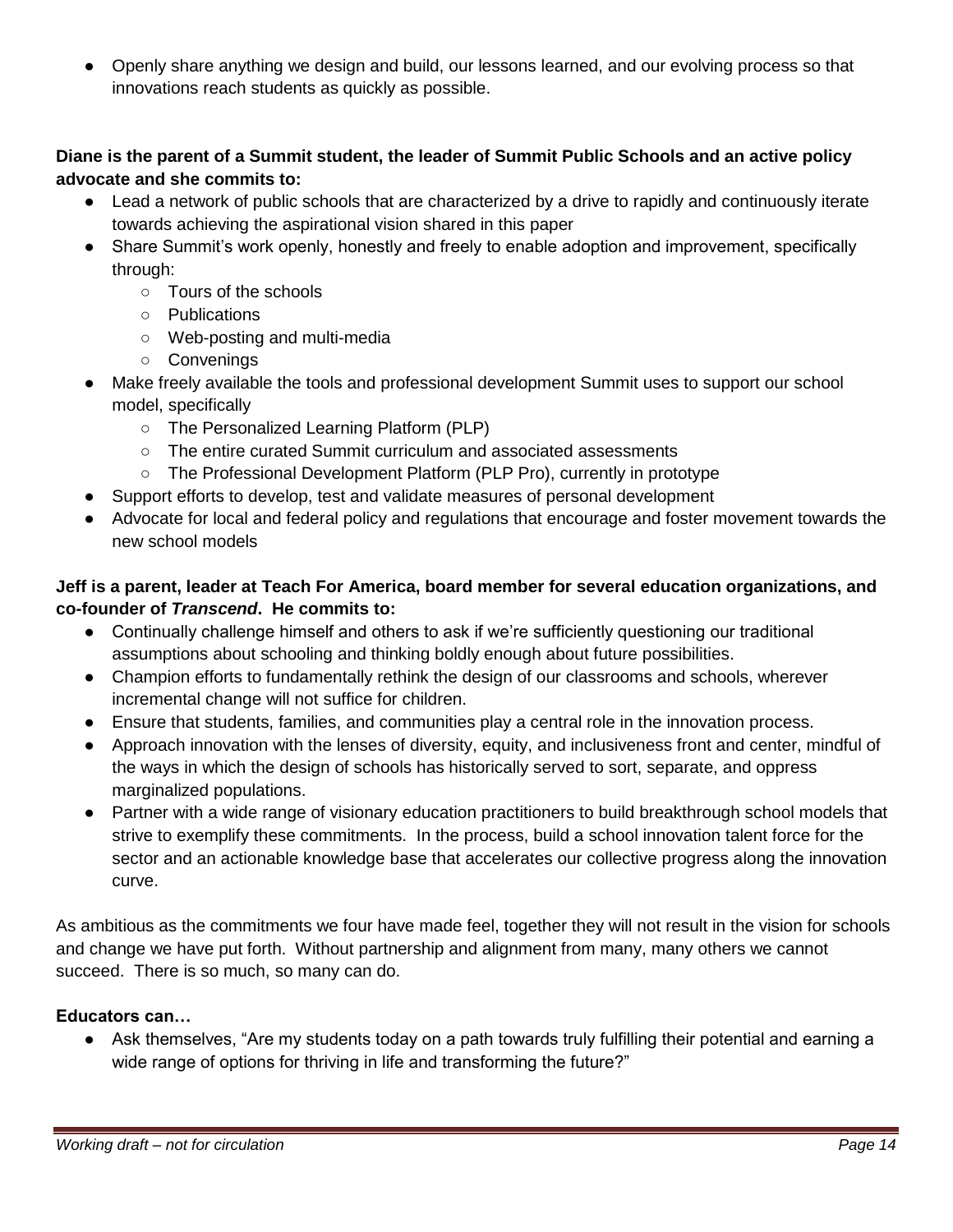- Openly share anything we design and build, our lessons learned, and our evolving process so that innovations reach students as quickly as possible.

**Diane is the parent of a Summit student, the leader of Summit Public Schools and an active policy advocate and she commits to:**

- Lead a network of public schools that are characterized by a drive to rapidly and continuously iterate towards achieving the aspirational vision shared in this paper
- Share Summit's work openly, honestly and freely to enable adoption and improvement, specifically through:
  - Tours of the schools
  - Publications
  - Web-posting and multi-media
  - Convenings
- Make freely available the tools and professional development Summit uses to support our school model, specifically
  - The Personalized Learning Platform (PLP)
  - The entire curated Summit curriculum and associated assessments
  - The Professional Development Platform (PLP Pro), currently in prototype
- Support efforts to develop, test and validate measures of personal development
- Advocate for local and federal policy and regulations that encourage and foster movement towards the new school models

**Jeff is a parent, leader at Teach For America, board member for several education organizations, and co-founder of *Transcend*. He commits to:**

- Continually challenge himself and others to ask if we're sufficiently questioning our traditional assumptions about schooling and thinking boldly enough about future possibilities.
- Champion efforts to fundamentally rethink the design of our classrooms and schools, wherever incremental change will not suffice for children.
- Ensure that students, families, and communities play a central role in the innovation process.
- Approach innovation with the lenses of diversity, equity, and inclusiveness front and center, mindful of the ways in which the design of schools has historically served to sort, separate, and oppress marginalized populations.
- Partner with a wide range of visionary education practitioners to build breakthrough school models that strive to exemplify these commitments. In the process, build a school innovation talent force for the sector and an actionable knowledge base that accelerates our collective progress along the innovation curve.

As ambitious as the commitments we four have made feel, together they will not result in the vision for schools and change we have put forth. Without partnership and alignment from many, many others we cannot succeed. There is so much, so many can do.

**Educators can…**

- Ask themselves, "Are my students today on a path towards truly fulfilling their potential and earning a wide range of options for thriving in life and transforming the future?"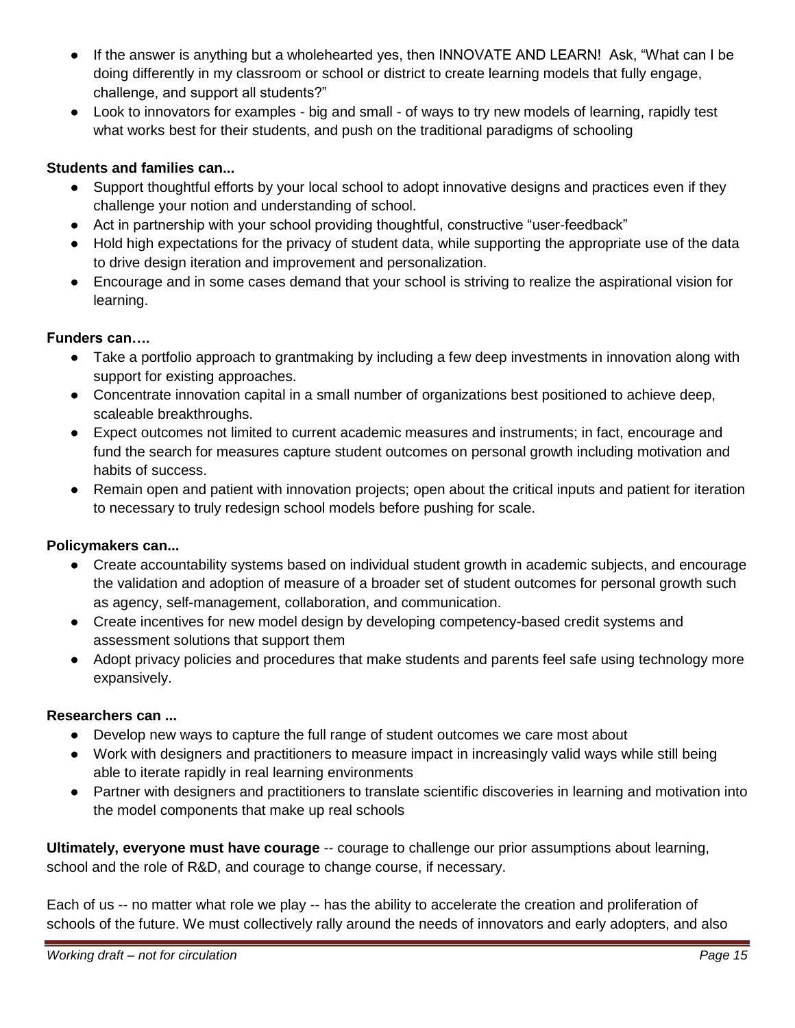- If the answer is anything but a wholehearted yes, then INNOVATE AND LEARN! Ask, "What can I be doing differently in my classroom or school or district to create learning models that fully engage, challenge, and support all students?"
- Look to innovators for examples - big and small - of ways to try new models of learning, rapidly test what works best for their students, and push on the traditional paradigms of schooling

**Students and families can...**

- Support thoughtful efforts by your local school to adopt innovative designs and practices even if they challenge your notion and understanding of school.
- Act in partnership with your school providing thoughtful, constructive "user-feedback"
- Hold high expectations for the privacy of student data, while supporting the appropriate use of the data to drive design iteration and improvement and personalization.
- Encourage and in some cases demand that your school is striving to realize the aspirational vision for learning.

**Funders can….**

- Take a portfolio approach to grantmaking by including a few deep investments in innovation along with support for existing approaches.
- Concentrate innovation capital in a small number of organizations best positioned to achieve deep, scaleable breakthroughs.
- Expect outcomes not limited to current academic measures and instruments; in fact, encourage and fund the search for measures capture student outcomes on personal growth including motivation and habits of success.
- Remain open and patient with innovation projects; open about the critical inputs and patient for iteration to necessary to truly redesign school models before pushing for scale.

**Policymakers can...**

- Create accountability systems based on individual student growth in academic subjects, and encourage the validation and adoption of measure of a broader set of student outcomes for personal growth such as agency, self-management, collaboration, and communication.
- Create incentives for new model design by developing competency-based credit systems and assessment solutions that support them
- Adopt privacy policies and procedures that make students and parents feel safe using technology more expansively.

**Researchers can ...**

- Develop new ways to capture the full range of student outcomes we care most about
- Work with designers and practitioners to measure impact in increasingly valid ways while still being able to iterate rapidly in real learning environments
- Partner with designers and practitioners to translate scientific discoveries in learning and motivation into the model components that make up real schools

**Ultimately, everyone must have courage** -- courage to challenge our prior assumptions about learning, school and the role of R&D, and courage to change course, if necessary.

Each of us -- no matter what role we play -- has the ability to accelerate the creation and proliferation of schools of the future. We must collectively rally around the needs of innovators and early adopters, and also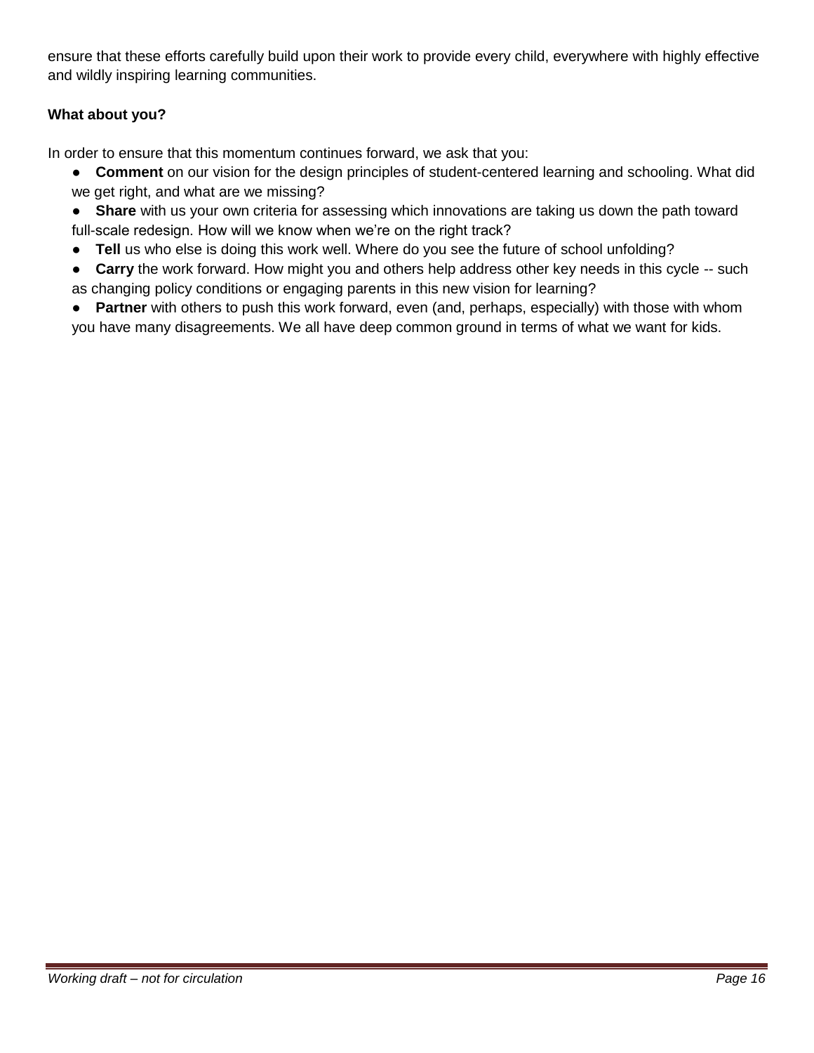ensure that these efforts carefully build upon their work to provide every child, everywhere with highly effective and wildly inspiring learning communities.

**What about you?**

In order to ensure that this momentum continues forward, we ask that you:

- **Comment** on our vision for the design principles of student-centered learning and schooling. What did we get right, and what are we missing?
- **Share** with us your own criteria for assessing which innovations are taking us down the path toward full-scale redesign. How will we know when we're on the right track?
- **Tell** us who else is doing this work well. Where do you see the future of school unfolding?
- **Carry** the work forward. How might you and others help address other key needs in this cycle -- such as changing policy conditions or engaging parents in this new vision for learning?
- **Partner** with others to push this work forward, even (and, perhaps, especially) with those with whom you have many disagreements. We all have deep common ground in terms of what we want for kids.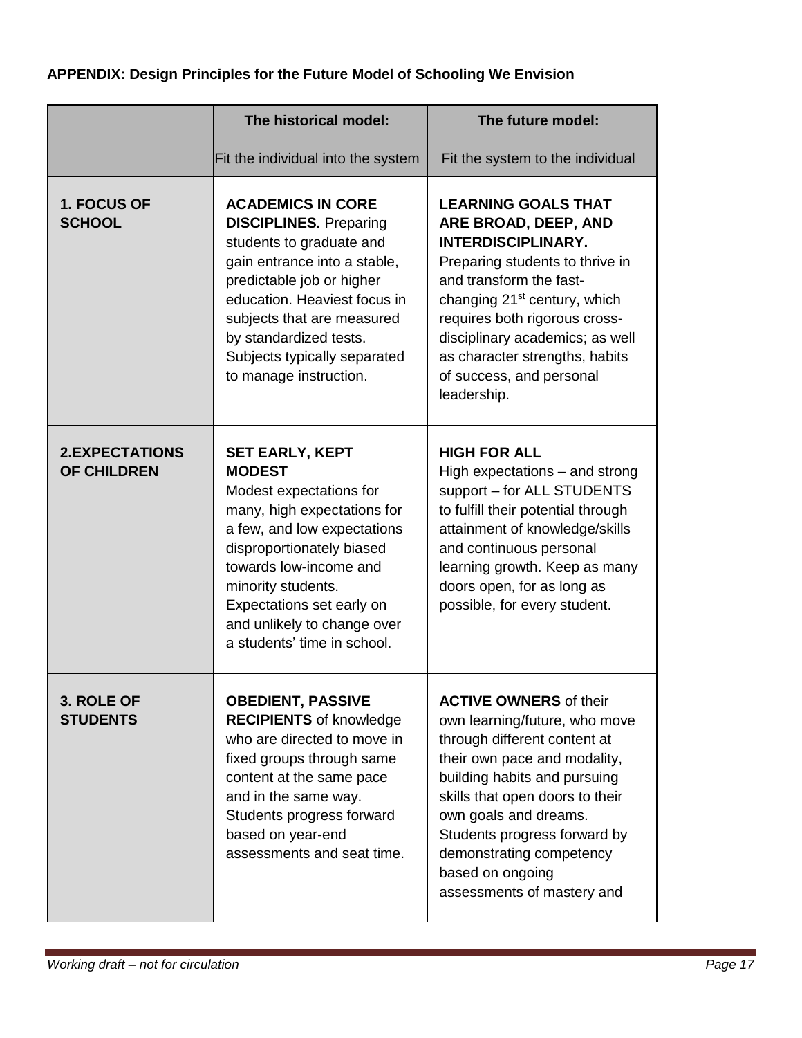**APPENDIX: Design Principles for the Future Model of Schooling We Envision**

| | **The historical model:** Fit the individual into the system | **The future model:** Fit the system to the individual |
|---|---|---|
| **1. FOCUS OF SCHOOL** | **ACADEMICS IN CORE DISCIPLINES.** Preparing students to graduate and gain entrance into a stable, predictable job or higher education. Heaviest focus in subjects that are measured by standardized tests. Subjects typically separated to manage instruction. | **LEARNING GOALS THAT ARE BROAD, DEEP, AND INTERDISCIPLINARY.** Preparing students to thrive in and transform the fast-changing 21st century, which requires both rigorous cross-disciplinary academics; as well as character strengths, habits of success, and personal leadership. |
| **2.EXPECTATIONS OF CHILDREN** | **SET EARLY, KEPT MODEST** Modest expectations for many, high expectations for a few, and low expectations disproportionately biased towards low-income and minority students. Expectations set early on and unlikely to change over a students' time in school. | **HIGH FOR ALL** High expectations – and strong support – for ALL STUDENTS to fulfill their potential through attainment of knowledge/skills and continuous personal learning growth. Keep as many doors open, for as long as possible, for every student. |
| **3. ROLE OF STUDENTS** | **OBEDIENT, PASSIVE RECIPIENTS** of knowledge who are directed to move in fixed groups through same content at the same pace and in the same way. Students progress forward based on year-end assessments and seat time. | **ACTIVE OWNERS** of their own learning/future, who move through different content at their own pace and modality, building habits and pursuing skills that open doors to their own goals and dreams. Students progress forward by demonstrating competency based on ongoing assessments of mastery and |

*Working draft – not for circulation*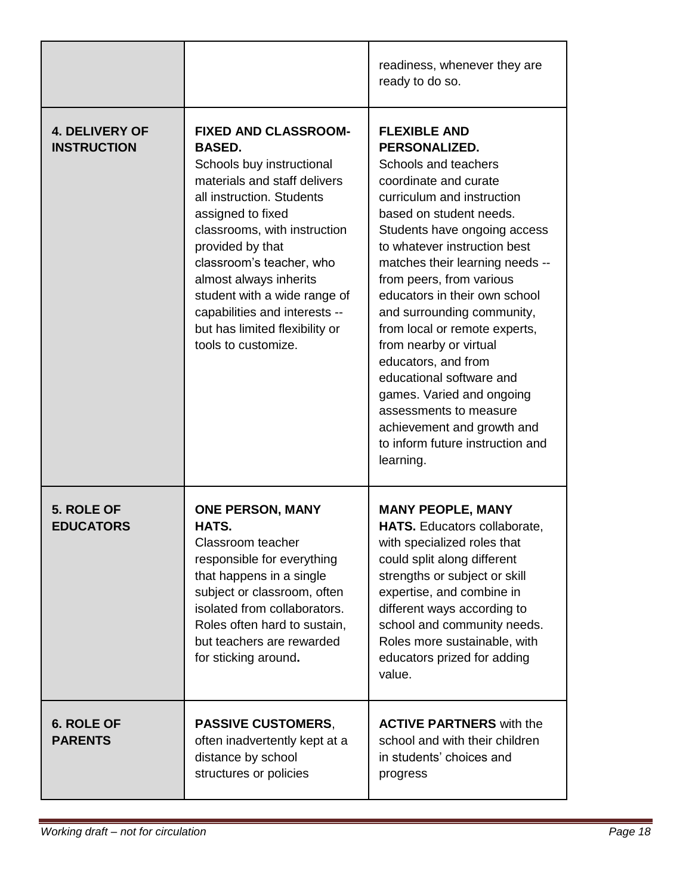| | | |
|---|---|---|
| | | readiness, whenever they are ready to do so. |
| **4. DELIVERY OF INSTRUCTION** | **FIXED AND CLASSROOM-BASED.** Schools buy instructional materials and staff delivers all instruction. Students assigned to fixed classrooms, with instruction provided by that classroom's teacher, who almost always inherits student with a wide range of capabilities and interests -- but has limited flexibility or tools to customize. | **FLEXIBLE AND PERSONALIZED.** Schools and teachers coordinate and curate curriculum and instruction based on student needs. Students have ongoing access to whatever instruction best matches their learning needs -- from peers, from various educators in their own school and surrounding community, from local or remote experts, from nearby or virtual educators, and from educational software and games. Varied and ongoing assessments to measure achievement and growth and to inform future instruction and learning. |
| **5. ROLE OF EDUCATORS** | **ONE PERSON, MANY HATS.** Classroom teacher responsible for everything that happens in a single subject or classroom, often isolated from collaborators. Roles often hard to sustain, but teachers are rewarded for sticking around**.** | **MANY PEOPLE, MANY HATS.** Educators collaborate, with specialized roles that could split along different strengths or subject or skill expertise, and combine in different ways according to school and community needs. Roles more sustainable, with educators prized for adding value. |
| **6. ROLE OF PARENTS** | **PASSIVE CUSTOMERS**, often inadvertently kept at a distance by school structures or policies | **ACTIVE PARTNERS** with the school and with their children in students' choices and progress |

*Working draft – not for circulation*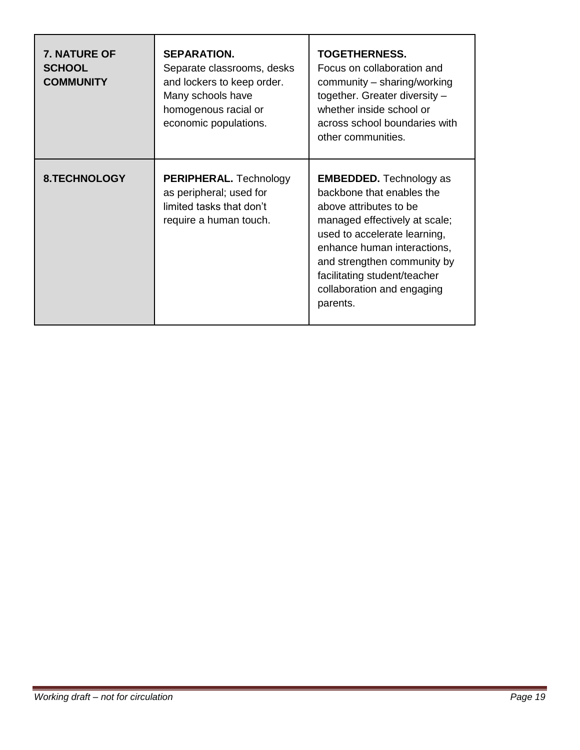| | | |
|---|---|---|
| **7. NATURE OF SCHOOL COMMUNITY** | **SEPARATION.** Separate classrooms, desks and lockers to keep order. Many schools have homogenous racial or economic populations. | **TOGETHERNESS.** Focus on collaboration and community – sharing/working together. Greater diversity – whether inside school or across school boundaries with other communities. |
| **8.TECHNOLOGY** | **PERIPHERAL.** Technology as peripheral; used for limited tasks that don't require a human touch. | **EMBEDDED.** Technology as backbone that enables the above attributes to be managed effectively at scale; used to accelerate learning, enhance human interactions, and strengthen community by facilitating student/teacher collaboration and engaging parents. |